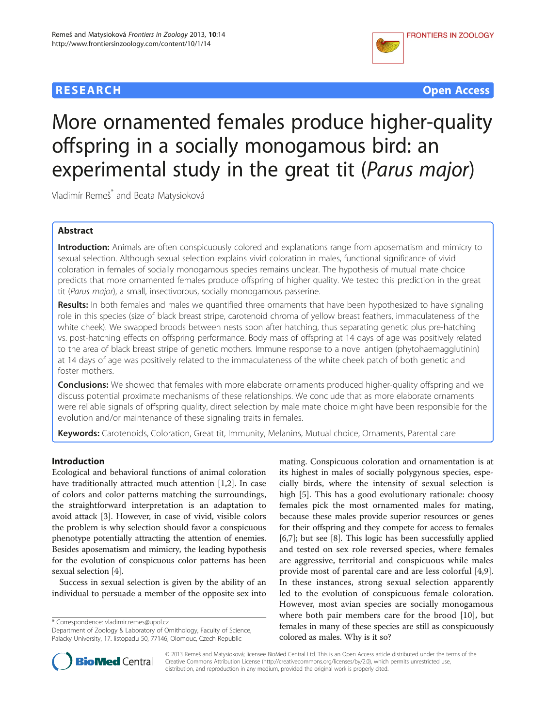**RESEARCH** **Open Access**

# More ornamented females produce higher-quality offspring in a socially monogamous bird: an experimental study in the great tit (*Parus major*)

Vladimír Remeš[*] and Beata Matysioková

## Abstract

**Introduction:** Animals are often conspicuously colored and explanations range from aposematism and mimicry to sexual selection. Although sexual selection explains vivid coloration in males, functional significance of vivid coloration in females of socially monogamous species remains unclear. The hypothesis of mutual mate choice predicts that more ornamented females produce offspring of higher quality. We tested this prediction in the great tit (*Parus major*), a small, insectivorous, socially monogamous passerine.

**Results:** In both females and males we quantified three ornaments that have been hypothesized to have signaling role in this species (size of black breast stripe, carotenoid chroma of yellow breast feathers, immaculateness of the white cheek). We swapped broods between nests soon after hatching, thus separating genetic plus pre-hatching vs. post-hatching effects on offspring performance. Body mass of offspring at 14 days of age was positively related to the area of black breast stripe of genetic mothers. Immune response to a novel antigen (phytohaemagglutinin) at 14 days of age was positively related to the immaculateness of the white cheek patch of both genetic and foster mothers.

**Conclusions:** We showed that females with more elaborate ornaments produced higher-quality offspring and we discuss potential proximate mechanisms of these relationships. We conclude that as more elaborate ornaments were reliable signals of offspring quality, direct selection by male mate choice might have been responsible for the evolution and/or maintenance of these signaling traits in females.

**Keywords:** Carotenoids, Coloration, Great tit, Immunity, Melanins, Mutual choice, Ornaments, Parental care

## Introduction

Ecological and behavioral functions of animal coloration have traditionally attracted much attention [1,2]. In case of colors and color patterns matching the surroundings, the straightforward interpretation is an adaptation to avoid attack [3]. However, in case of vivid, visible colors the problem is why selection should favor a conspicuous phenotype potentially attracting the attention of enemies. Besides aposematism and mimicry, the leading hypothesis for the evolution of conspicuous color patterns has been sexual selection [4].

Success in sexual selection is given by the ability of an individual to persuade a member of the opposite sex into mating. Conspicuous coloration and ornamentation is at its highest in males of socially polygynous species, especially birds, where the intensity of sexual selection is high [5]. This has a good evolutionary rationale: choosy females pick the most ornamented males for mating, because these males provide superior resources or genes for their offspring and they compete for access to females [6,7]; but see [8]. This logic has been successfully applied and tested on sex role reversed species, where females are aggressive, territorial and conspicuous while males provide most of parental care and are less colorful [4,9]. In these instances, strong sexual selection apparently led to the evolution of conspicuous female coloration. However, most avian species are socially monogamous where both pair members care for the brood [10], but females in many of these species are still as conspicuously colored as males. Why is it so?

[*] Correspondence: vladimir.remes@upol.cz
Department of Zoology & Laboratory of Ornithology, Faculty of Science, Palacky University, 17. listopadu 50, 77146, Olomouc, Czech Republic

© 2013 Remeš and Matysioková; licensee BioMed Central Ltd. This is an Open Access article distributed under the terms of the Creative Commons Attribution License (http://creativecommons.org/licenses/by/2.0), which permits unrestricted use, distribution, and reproduction in any medium, provided the original work is properly cited.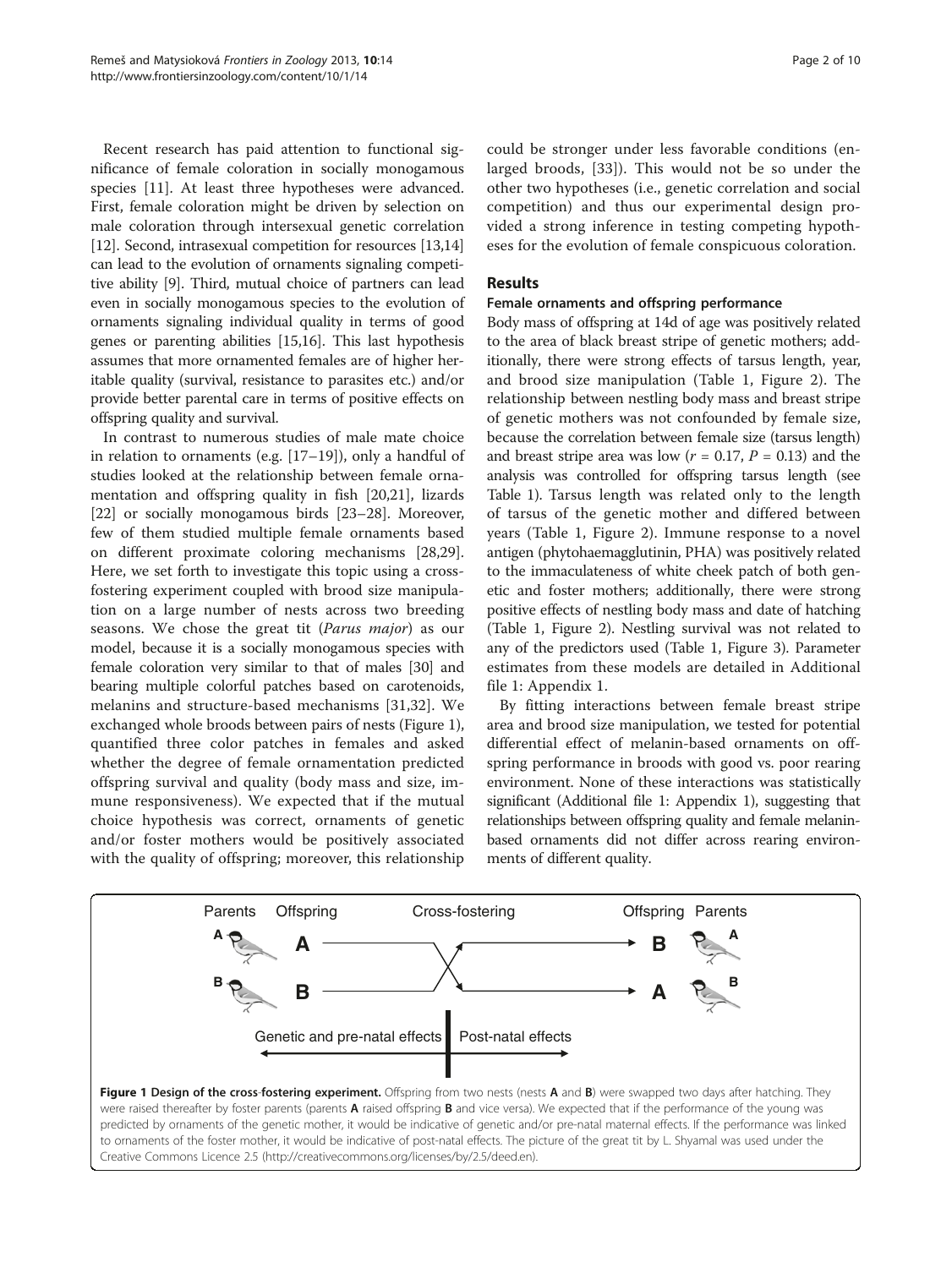Recent research has paid attention to functional significance of female coloration in socially monogamous species [11]. At least three hypotheses were advanced. First, female coloration might be driven by selection on male coloration through intersexual genetic correlation [12]. Second, intrasexual competition for resources [13,14] can lead to the evolution of ornaments signaling competitive ability [9]. Third, mutual choice of partners can lead even in socially monogamous species to the evolution of ornaments signaling individual quality in terms of good genes or parenting abilities [15,16]. This last hypothesis assumes that more ornamented females are of higher heritable quality (survival, resistance to parasites etc.) and/or provide better parental care in terms of positive effects on offspring quality and survival.

In contrast to numerous studies of male mate choice in relation to ornaments (e.g. [17–19]), only a handful of studies looked at the relationship between female ornamentation and offspring quality in fish [20,21], lizards [22] or socially monogamous birds [23–28]. Moreover, few of them studied multiple female ornaments based on different proximate coloring mechanisms [28,29]. Here, we set forth to investigate this topic using a cross-fostering experiment coupled with brood size manipulation on a large number of nests across two breeding seasons. We chose the great tit (*Parus major*) as our model, because it is a socially monogamous species with female coloration very similar to that of males [30] and bearing multiple colorful patches based on carotenoids, melanins and structure-based mechanisms [31,32]. We exchanged whole broods between pairs of nests (Figure 1), quantified three color patches in females and asked whether the degree of female ornamentation predicted offspring survival and quality (body mass and size, immune responsiveness). We expected that if the mutual choice hypothesis was correct, ornaments of genetic and/or foster mothers would be positively associated with the quality of offspring; moreover, this relationship could be stronger under less favorable conditions (enlarged broods, [33]). This would not be so under the other two hypotheses (i.e., genetic correlation and social competition) and thus our experimental design provided a strong inference in testing competing hypotheses for the evolution of female conspicuous coloration.

## Results

### Female ornaments and offspring performance

Body mass of offspring at 14d of age was positively related to the area of black breast stripe of genetic mothers; additionally, there were strong effects of tarsus length, year, and brood size manipulation (Table 1, Figure 2). The relationship between nestling body mass and breast stripe of genetic mothers was not confounded by female size, because the correlation between female size (tarsus length) and breast stripe area was low ($r = 0.17$, $P = 0.13$) and the analysis was controlled for offspring tarsus length (see Table 1). Tarsus length was related only to the length of tarsus of the genetic mother and differed between years (Table 1, Figure 2). Immune response to a novel antigen (phytohaemagglutinin, PHA) was positively related to the immaculateness of white cheek patch of both genetic and foster mothers; additionally, there were strong positive effects of nestling body mass and date of hatching (Table 1, Figure 2). Nestling survival was not related to any of the predictors used (Table 1, Figure 3). Parameter estimates from these models are detailed in Additional file 1: Appendix 1.

By fitting interactions between female breast stripe area and brood size manipulation, we tested for potential differential effect of melanin-based ornaments on offspring performance in broods with good vs. poor rearing environment. None of these interactions was statistically significant (Additional file 1: Appendix 1), suggesting that relationships between offspring quality and female melanin-based ornaments did not differ across rearing environments of different quality.

**Figure 1 Design of the cross-fostering experiment.** Offspring from two nests (nests **A** and **B**) were swapped two days after hatching. They were raised thereafter by foster parents (parents **A** raised offspring **B** and vice versa). We expected that if the performance of the young was predicted by ornaments of the genetic mother, it would be indicative of genetic and/or pre-natal maternal effects. If the performance was linked to ornaments of the foster mother, it would be indicative of post-natal effects. The picture of the great tit by L. Shyamal was used under the Creative Commons Licence 2.5 (http://creativecommons.org/licenses/by/2.5/deed.en).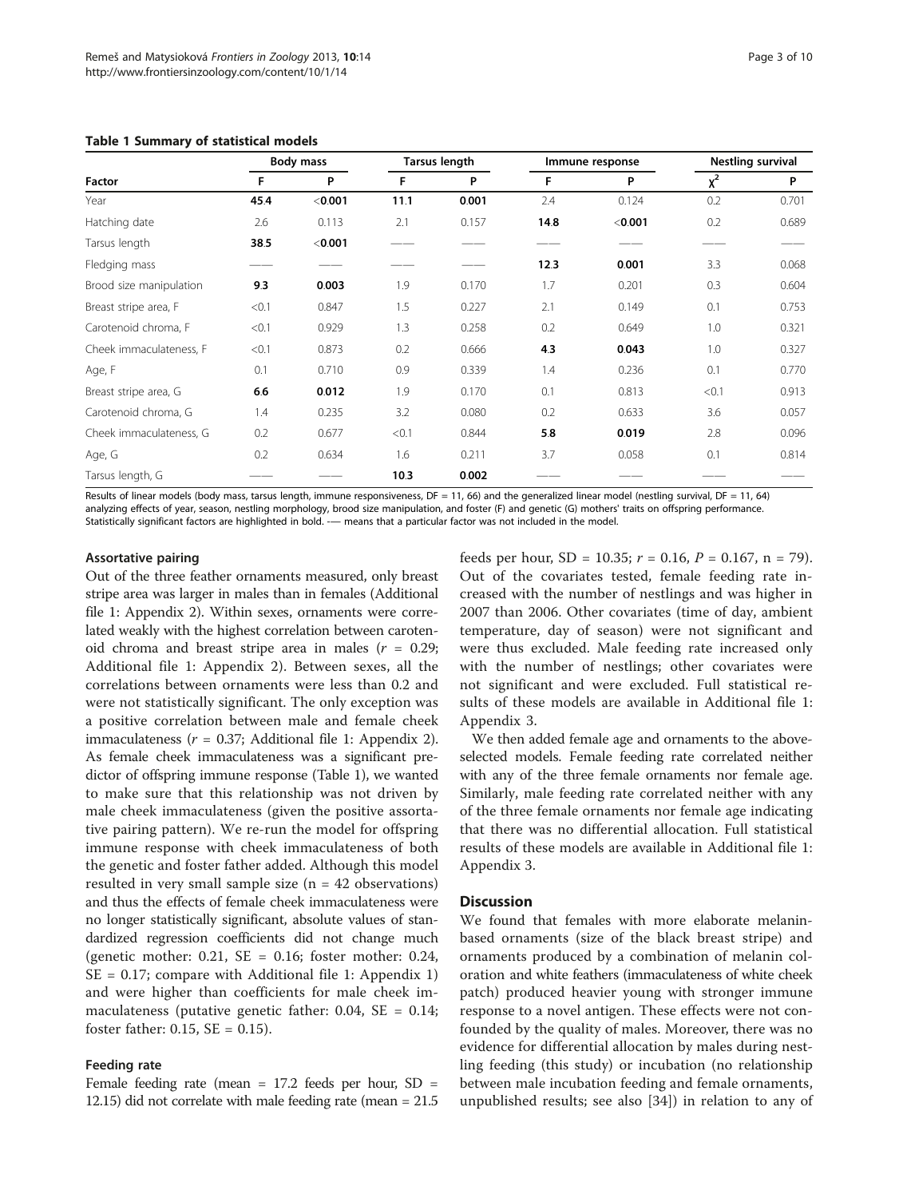**Table 1 Summary of statistical models**

| Factor | Body mass | | Tarsus length | | Immune response | | Nestling survival | |
|---|---|---|---|---|---|---|---|---|
| | F | P | F | P | F | P | $\chi^2$ | P |
| Year | **45.4** | **<0.001** | **11.1** | **0.001** | 2.4 | 0.124 | 0.2 | 0.701 |
| Hatching date | 2.6 | 0.113 | 2.1 | 0.157 | **14.8** | **<0.001** | 0.2 | 0.689 |
| Tarsus length | **38.5** | **<0.001** | —— | —— | —— | —— | —— | —— |
| Fledging mass | —— | —— | —— | —— | **12.3** | **0.001** | 3.3 | 0.068 |
| Brood size manipulation | **9.3** | **0.003** | 1.9 | 0.170 | 1.7 | 0.201 | 0.3 | 0.604 |
| Breast stripe area, F | <0.1 | 0.847 | 1.5 | 0.227 | 2.1 | 0.149 | 0.1 | 0.753 |
| Carotenoid chroma, F | <0.1 | 0.929 | 1.3 | 0.258 | 0.2 | 0.649 | 1.0 | 0.321 |
| Cheek immaculateness, F | <0.1 | 0.873 | 0.2 | 0.666 | **4.3** | **0.043** | 1.0 | 0.327 |
| Age, F | 0.1 | 0.710 | 0.9 | 0.339 | 1.4 | 0.236 | 0.1 | 0.770 |
| Breast stripe area, G | **6.6** | **0.012** | 1.9 | 0.170 | 0.1 | 0.813 | <0.1 | 0.913 |
| Carotenoid chroma, G | 1.4 | 0.235 | 3.2 | 0.080 | 0.2 | 0.633 | 3.6 | 0.057 |
| Cheek immaculateness, G | 0.2 | 0.677 | <0.1 | 0.844 | **5.8** | **0.019** | 2.8 | 0.096 |
| Age, G | 0.2 | 0.634 | 1.6 | 0.211 | 3.7 | 0.058 | 0.1 | 0.814 |
| Tarsus length, G | —— | —— | **10.3** | **0.002** | —— | —— | —— | —— |

Results of linear models (body mass, tarsus length, immune responsiveness, DF = 11, 66) and the generalized linear model (nestling survival, DF = 11, 64) analyzing effects of year, season, nestling morphology, brood size manipulation, and foster (F) and genetic (G) mothers' traits on offspring performance. Statistically significant factors are highlighted in bold. -— means that a particular factor was not included in the model.

#### Assortative pairing

Out of the three feather ornaments measured, only breast stripe area was larger in males than in females (Additional file 1: Appendix 2). Within sexes, ornaments were correlated weakly with the highest correlation between carotenoid chroma and breast stripe area in males ($r$ = 0.29; Additional file 1: Appendix 2). Between sexes, all the correlations between ornaments were less than 0.2 and were not statistically significant. The only exception was a positive correlation between male and female cheek immaculateness ($r$ = 0.37; Additional file 1: Appendix 2). As female cheek immaculateness was a significant predictor of offspring immune response (Table 1), we wanted to make sure that this relationship was not driven by male cheek immaculateness (given the positive assortative pairing pattern). We re-run the model for offspring immune response with cheek immaculateness of both the genetic and foster father added. Although this model resulted in very small sample size (n = 42 observations) and thus the effects of female cheek immaculateness were no longer statistically significant, absolute values of standardized regression coefficients did not change much (genetic mother: 0.21, SE = 0.16; foster mother: 0.24, SE = 0.17; compare with Additional file 1: Appendix 1) and were higher than coefficients for male cheek immaculateness (putative genetic father: 0.04, SE = 0.14; foster father: 0.15, SE = 0.15).

#### Feeding rate

Female feeding rate (mean = 17.2 feeds per hour, SD = 12.15) did not correlate with male feeding rate (mean = 21.5 feeds per hour, SD = 10.35; $r$ = 0.16, $P$ = 0.167, n = 79). Out of the covariates tested, female feeding rate increased with the number of nestlings and was higher in 2007 than 2006. Other covariates (time of day, ambient temperature, day of season) were not significant and were thus excluded. Male feeding rate increased only with the number of nestlings; other covariates were not significant and were excluded. Full statistical results of these models are available in Additional file 1: Appendix 3.

We then added female age and ornaments to the above-selected models. Female feeding rate correlated neither with any of the three female ornaments nor female age. Similarly, male feeding rate correlated neither with any of the three female ornaments nor female age indicating that there was no differential allocation. Full statistical results of these models are available in Additional file 1: Appendix 3.

## Discussion

We found that females with more elaborate melanin-based ornaments (size of the black breast stripe) and ornaments produced by a combination of melanin coloration and white feathers (immaculateness of white cheek patch) produced heavier young with stronger immune response to a novel antigen. These effects were not confounded by the quality of males. Moreover, there was no evidence for differential allocation by males during nestling feeding (this study) or incubation (no relationship between male incubation feeding and female ornaments, unpublished results; see also [34]) in relation to any of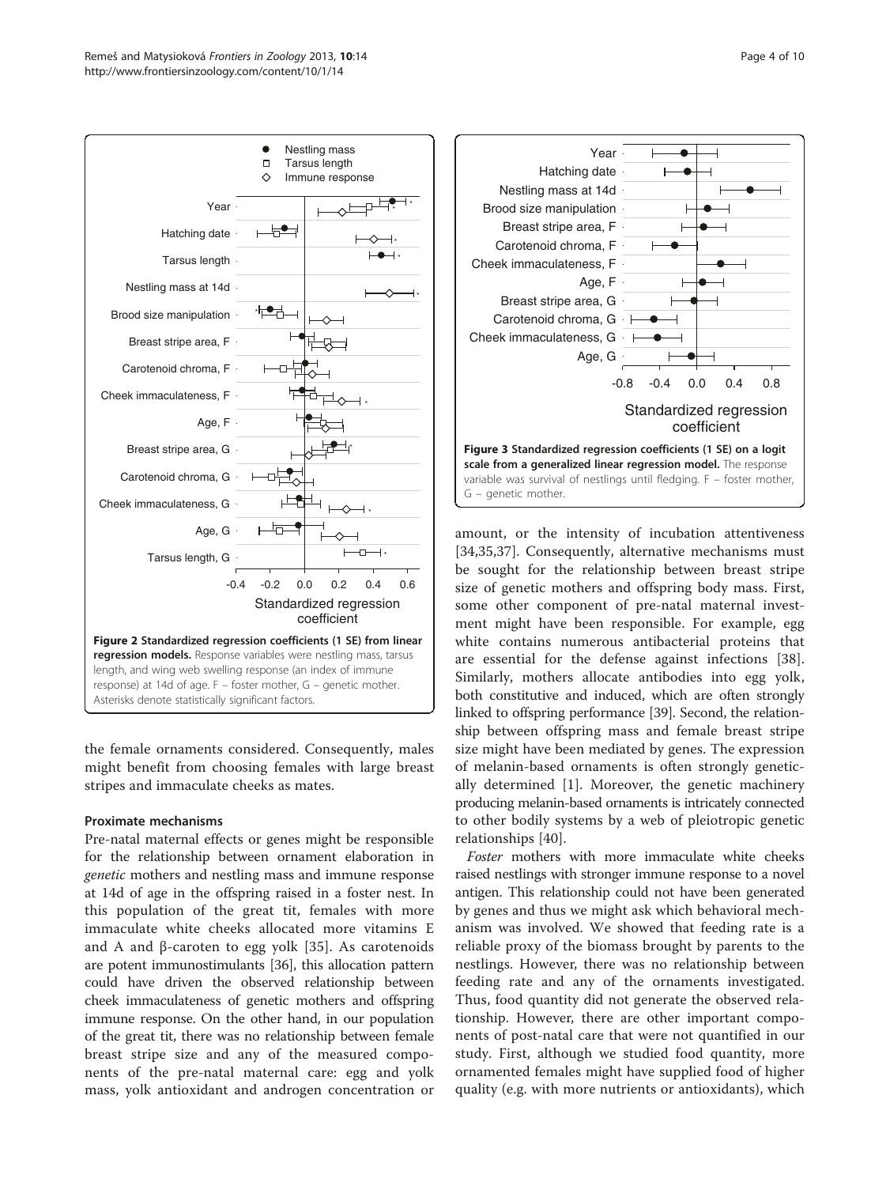**Figure 2 Standardized regression coefficients (1 SE) from linear regression models.** Response variables were nestling mass, tarsus length, and wing web swelling response (an index of immune response) at 14d of age. F – foster mother, G – genetic mother. Asterisks denote statistically significant factors.

**Figure 3 Standardized regression coefficients (1 SE) on a logit scale from a generalized linear regression model.** The response variable was survival of nestlings until fledging. F – foster mother, G – genetic mother.

the female ornaments considered. Consequently, males might benefit from choosing females with large breast stripes and immaculate cheeks as mates.

### Proximate mechanisms

Pre-natal maternal effects or genes might be responsible for the relationship between ornament elaboration in *genetic* mothers and nestling mass and immune response at 14d of age in the offspring raised in a foster nest. In this population of the great tit, females with more immaculate white cheeks allocated more vitamins E and A and β-caroten to egg yolk [35]. As carotenoids are potent immunostimulants [36], this allocation pattern could have driven the observed relationship between cheek immaculateness of genetic mothers and offspring immune response. On the other hand, in our population of the great tit, there was no relationship between female breast stripe size and any of the measured components of the pre-natal maternal care: egg and yolk mass, yolk antioxidant and androgen concentration or amount, or the intensity of incubation attentiveness [34,35,37]. Consequently, alternative mechanisms must be sought for the relationship between breast stripe size of genetic mothers and offspring body mass. First, some other component of pre-natal maternal investment might have been responsible. For example, egg white contains numerous antibacterial proteins that are essential for the defense against infections [38]. Similarly, mothers allocate antibodies into egg yolk, both constitutive and induced, which are often strongly linked to offspring performance [39]. Second, the relationship between offspring mass and female breast stripe size might have been mediated by genes. The expression of melanin-based ornaments is often strongly genetically determined [1]. Moreover, the genetic machinery producing melanin-based ornaments is intricately connected to other bodily systems by a web of pleiotropic genetic relationships [40].

*Foster* mothers with more immaculate white cheeks raised nestlings with stronger immune response to a novel antigen. This relationship could not have been generated by genes and thus we might ask which behavioral mechanism was involved. We showed that feeding rate is a reliable proxy of the biomass brought by parents to the nestlings. However, there was no relationship between feeding rate and any of the ornaments investigated. Thus, food quantity did not generate the observed relationship. However, there are other important components of post-natal care that were not quantified in our study. First, although we studied food quantity, more ornamented females might have supplied food of higher quality (e.g. with more nutrients or antioxidants), which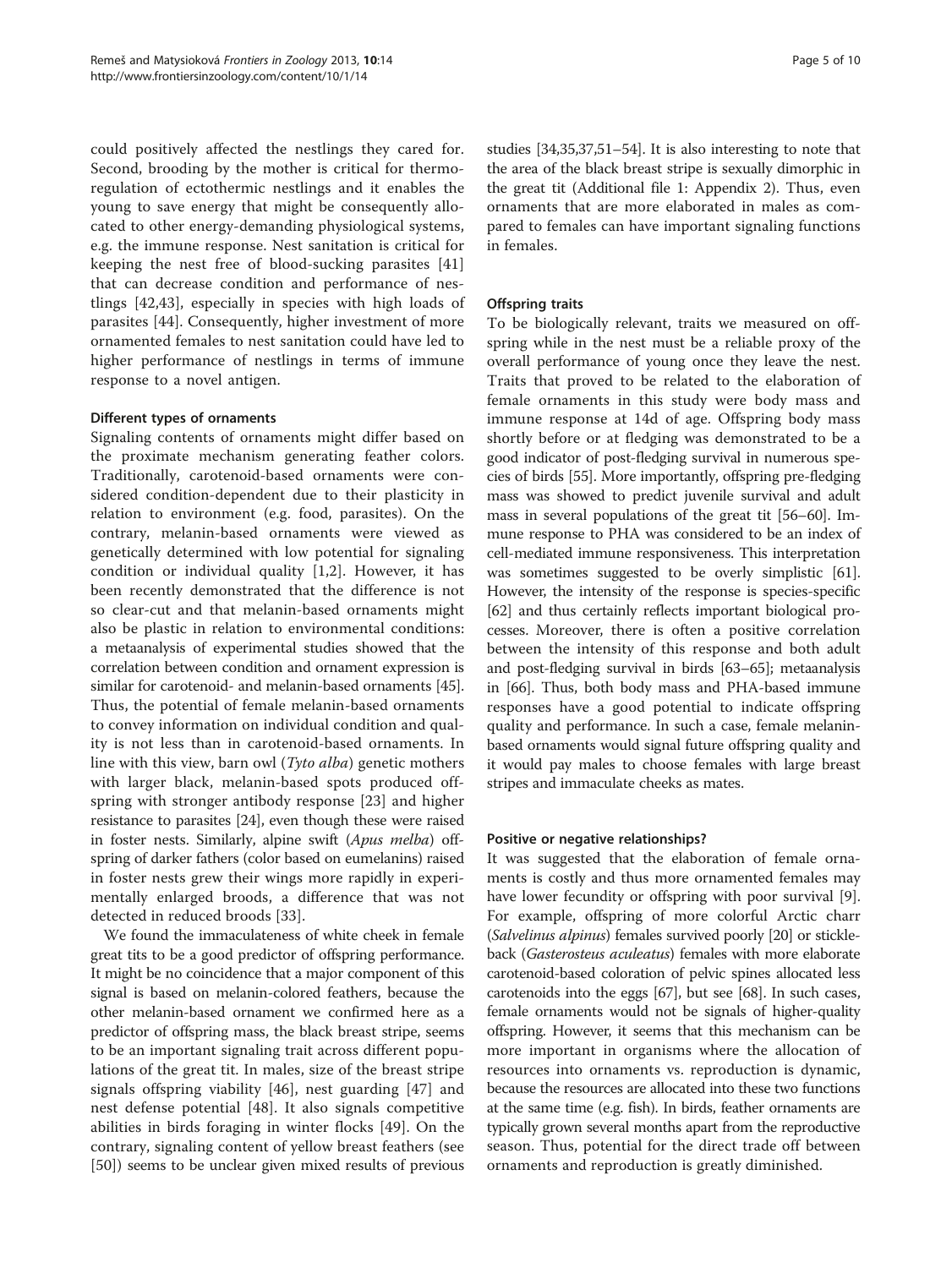could positively affected the nestlings they cared for. Second, brooding by the mother is critical for thermoregulation of ectothermic nestlings and it enables the young to save energy that might be consequently allocated to other energy-demanding physiological systems, e.g. the immune response. Nest sanitation is critical for keeping the nest free of blood-sucking parasites [41] that can decrease condition and performance of nestlings [42,43], especially in species with high loads of parasites [44]. Consequently, higher investment of more ornamented females to nest sanitation could have led to higher performance of nestlings in terms of immune response to a novel antigen.

### Different types of ornaments

Signaling contents of ornaments might differ based on the proximate mechanism generating feather colors. Traditionally, carotenoid-based ornaments were considered condition-dependent due to their plasticity in relation to environment (e.g. food, parasites). On the contrary, melanin-based ornaments were viewed as genetically determined with low potential for signaling condition or individual quality [1,2]. However, it has been recently demonstrated that the difference is not so clear-cut and that melanin-based ornaments might also be plastic in relation to environmental conditions: a metaanalysis of experimental studies showed that the correlation between condition and ornament expression is similar for carotenoid- and melanin-based ornaments [45]. Thus, the potential of female melanin-based ornaments to convey information on individual condition and quality is not less than in carotenoid-based ornaments. In line with this view, barn owl (*Tyto alba*) genetic mothers with larger black, melanin-based spots produced offspring with stronger antibody response [23] and higher resistance to parasites [24], even though these were raised in foster nests. Similarly, alpine swift (*Apus melba*) offspring of darker fathers (color based on eumelanins) raised in foster nests grew their wings more rapidly in experimentally enlarged broods, a difference that was not detected in reduced broods [33].

We found the immaculateness of white cheek in female great tits to be a good predictor of offspring performance. It might be no coincidence that a major component of this signal is based on melanin-colored feathers, because the other melanin-based ornament we confirmed here as a predictor of offspring mass, the black breast stripe, seems to be an important signaling trait across different populations of the great tit. In males, size of the breast stripe signals offspring viability [46], nest guarding [47] and nest defense potential [48]. It also signals competitive abilities in birds foraging in winter flocks [49]. On the contrary, signaling content of yellow breast feathers (see [50]) seems to be unclear given mixed results of previous studies [34,35,37,51–54]. It is also interesting to note that the area of the black breast stripe is sexually dimorphic in the great tit (Additional file 1: Appendix 2). Thus, even ornaments that are more elaborated in males as compared to females can have important signaling functions in females.

### Offspring traits

To be biologically relevant, traits we measured on offspring while in the nest must be a reliable proxy of the overall performance of young once they leave the nest. Traits that proved to be related to the elaboration of female ornaments in this study were body mass and immune response at 14d of age. Offspring body mass shortly before or at fledging was demonstrated to be a good indicator of post-fledging survival in numerous species of birds [55]. More importantly, offspring pre-fledging mass was showed to predict juvenile survival and adult mass in several populations of the great tit [56–60]. Immune response to PHA was considered to be an index of cell-mediated immune responsiveness. This interpretation was sometimes suggested to be overly simplistic [61]. However, the intensity of the response is species-specific [62] and thus certainly reflects important biological processes. Moreover, there is often a positive correlation between the intensity of this response and both adult and post-fledging survival in birds [63–65]; metaanalysis in [66]. Thus, both body mass and PHA-based immune responses have a good potential to indicate offspring quality and performance. In such a case, female melanin-based ornaments would signal future offspring quality and it would pay males to choose females with large breast stripes and immaculate cheeks as mates.

### Positive or negative relationships?

It was suggested that the elaboration of female ornaments is costly and thus more ornamented females may have lower fecundity or offspring with poor survival [9]. For example, offspring of more colorful Arctic charr (*Salvelinus alpinus*) females survived poorly [20] or stickleback (*Gasterosteus aculeatus*) females with more elaborate carotenoid-based coloration of pelvic spines allocated less carotenoids into the eggs [67], but see [68]. In such cases, female ornaments would not be signals of higher-quality offspring. However, it seems that this mechanism can be more important in organisms where the allocation of resources into ornaments vs. reproduction is dynamic, because the resources are allocated into these two functions at the same time (e.g. fish). In birds, feather ornaments are typically grown several months apart from the reproductive season. Thus, potential for the direct trade off between ornaments and reproduction is greatly diminished.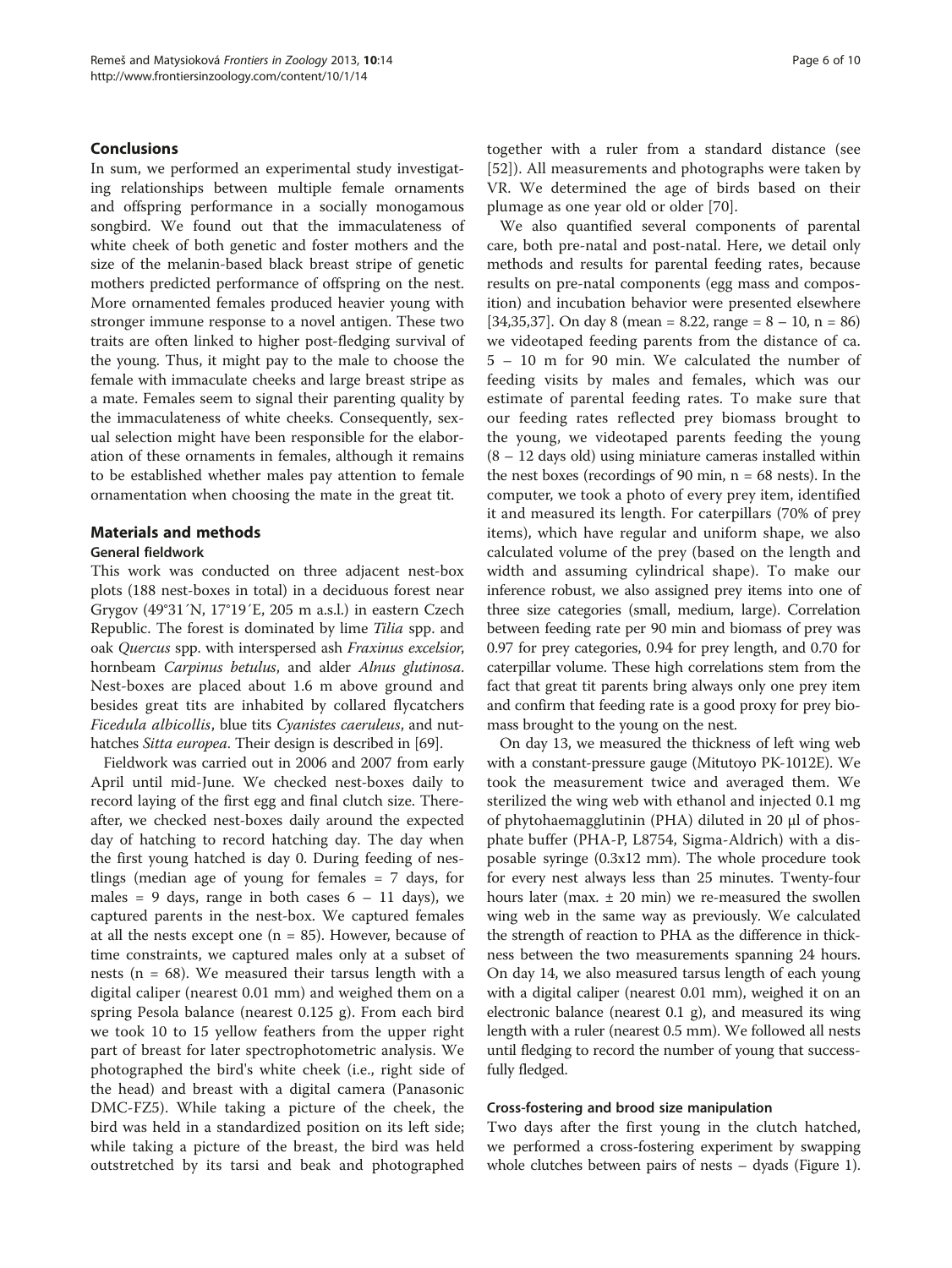## Conclusions

In sum, we performed an experimental study investigating relationships between multiple female ornaments and offspring performance in a socially monogamous songbird. We found out that the immaculateness of white cheek of both genetic and foster mothers and the size of the melanin-based black breast stripe of genetic mothers predicted performance of offspring on the nest. More ornamented females produced heavier young with stronger immune response to a novel antigen. These two traits are often linked to higher post-fledging survival of the young. Thus, it might pay to the male to choose the female with immaculate cheeks and large breast stripe as a mate. Females seem to signal their parenting quality by the immaculateness of white cheeks. Consequently, sexual selection might have been responsible for the elaboration of these ornaments in females, although it remains to be established whether males pay attention to female ornamentation when choosing the mate in the great tit.

## Materials and methods

### General fieldwork

This work was conducted on three adjacent nest-box plots (188 nest-boxes in total) in a deciduous forest near Grygov (49°31´N, 17°19´E, 205 m a.s.l.) in eastern Czech Republic. The forest is dominated by lime *Tilia* spp. and oak *Quercus* spp. with interspersed ash *Fraxinus excelsior*, hornbeam *Carpinus betulus*, and alder *Alnus glutinosa*. Nest-boxes are placed about 1.6 m above ground and besides great tits are inhabited by collared flycatchers *Ficedula albicollis*, blue tits *Cyanistes caeruleus*, and nuthatches *Sitta europea*. Their design is described in [69].

Fieldwork was carried out in 2006 and 2007 from early April until mid-June. We checked nest-boxes daily to record laying of the first egg and final clutch size. Thereafter, we checked nest-boxes daily around the expected day of hatching to record hatching day. The day when the first young hatched is day 0. During feeding of nestlings (median age of young for females = 7 days, for males = 9 days, range in both cases 6 – 11 days), we captured parents in the nest-box. We captured females at all the nests except one (n = 85). However, because of time constraints, we captured males only at a subset of nests (n = 68). We measured their tarsus length with a digital caliper (nearest 0.01 mm) and weighed them on a spring Pesola balance (nearest 0.125 g). From each bird we took 10 to 15 yellow feathers from the upper right part of breast for later spectrophotometric analysis. We photographed the bird's white cheek (i.e., right side of the head) and breast with a digital camera (Panasonic DMC-FZ5). While taking a picture of the cheek, the bird was held in a standardized position on its left side; while taking a picture of the breast, the bird was held outstretched by its tarsi and beak and photographed together with a ruler from a standard distance (see [52]). All measurements and photographs were taken by VR. We determined the age of birds based on their plumage as one year old or older [70].

We also quantified several components of parental care, both pre-natal and post-natal. Here, we detail only methods and results for parental feeding rates, because results on pre-natal components (egg mass and composition) and incubation behavior were presented elsewhere [34,35,37]. On day 8 (mean = 8.22, range = 8 – 10, n = 86) we videotaped feeding parents from the distance of ca. 5 – 10 m for 90 min. We calculated the number of feeding visits by males and females, which was our estimate of parental feeding rates. To make sure that our feeding rates reflected prey biomass brought to the young, we videotaped parents feeding the young (8 – 12 days old) using miniature cameras installed within the nest boxes (recordings of 90 min, n = 68 nests). In the computer, we took a photo of every prey item, identified it and measured its length. For caterpillars (70% of prey items), which have regular and uniform shape, we also calculated volume of the prey (based on the length and width and assuming cylindrical shape). To make our inference robust, we also assigned prey items into one of three size categories (small, medium, large). Correlation between feeding rate per 90 min and biomass of prey was 0.97 for prey categories, 0.94 for prey length, and 0.70 for caterpillar volume. These high correlations stem from the fact that great tit parents bring always only one prey item and confirm that feeding rate is a good proxy for prey biomass brought to the young on the nest.

On day 13, we measured the thickness of left wing web with a constant-pressure gauge (Mitutoyo PK-1012E). We took the measurement twice and averaged them. We sterilized the wing web with ethanol and injected 0.1 mg of phytohaemagglutinin (PHA) diluted in 20 μl of phosphate buffer (PHA-P, L8754, Sigma-Aldrich) with a disposable syringe (0.3x12 mm). The whole procedure took for every nest always less than 25 minutes. Twenty-four hours later (max. ± 20 min) we re-measured the swollen wing web in the same way as previously. We calculated the strength of reaction to PHA as the difference in thickness between the two measurements spanning 24 hours. On day 14, we also measured tarsus length of each young with a digital caliper (nearest 0.01 mm), weighed it on an electronic balance (nearest 0.1 g), and measured its wing length with a ruler (nearest 0.5 mm). We followed all nests until fledging to record the number of young that successfully fledged.

### Cross-fostering and brood size manipulation

Two days after the first young in the clutch hatched, we performed a cross-fostering experiment by swapping whole clutches between pairs of nests – dyads (Figure 1).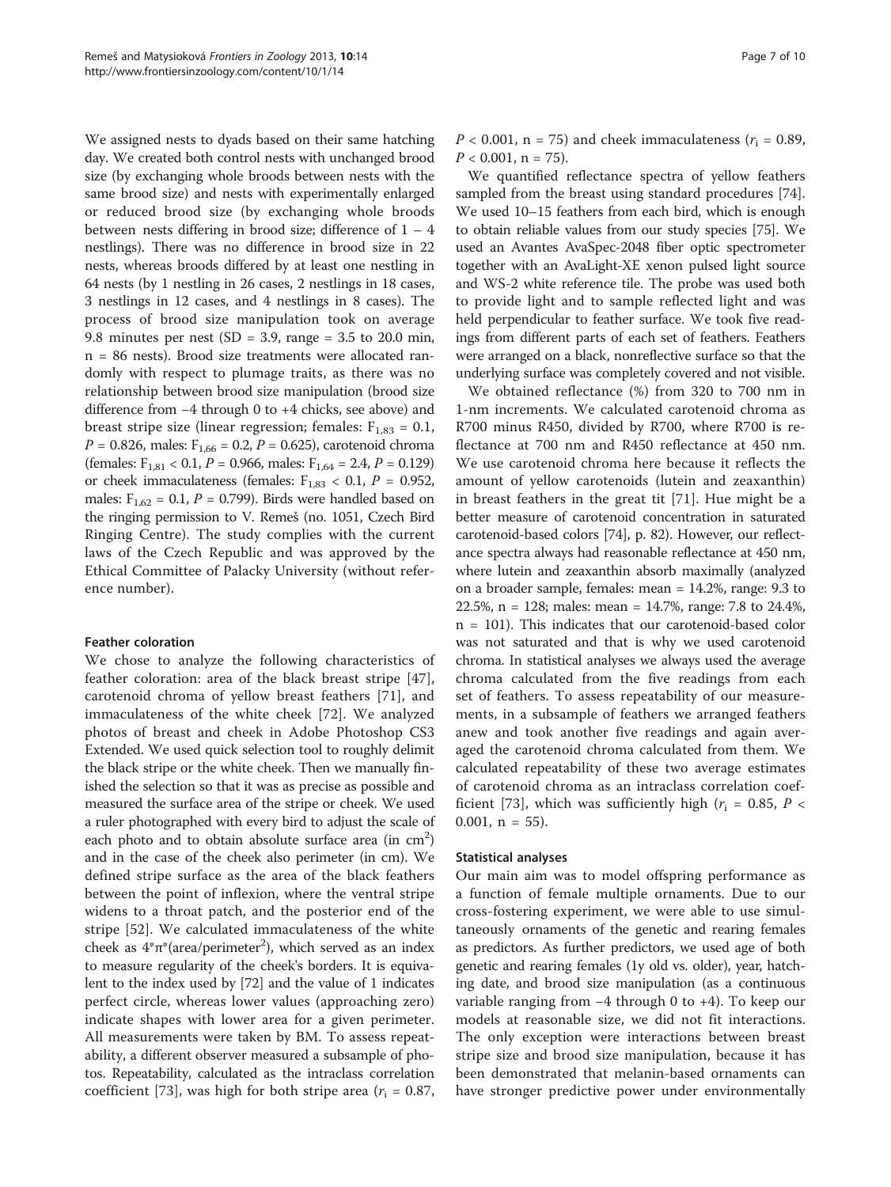We assigned nests to dyads based on their same hatching day. We created both control nests with unchanged brood size (by exchanging whole broods between nests with the same brood size) and nests with experimentally enlarged or reduced brood size (by exchanging whole broods between nests differing in brood size; difference of 1 – 4 nestlings). There was no difference in brood size in 22 nests, whereas broods differed by at least one nestling in 64 nests (by 1 nestling in 26 cases, 2 nestlings in 18 cases, 3 nestlings in 12 cases, and 4 nestlings in 8 cases). The process of brood size manipulation took on average 9.8 minutes per nest (SD = 3.9, range = 3.5 to 20.0 min, n = 86 nests). Brood size treatments were allocated randomly with respect to plumage traits, as there was no relationship between brood size manipulation (brood size difference from −4 through 0 to +4 chicks, see above) and breast stripe size (linear regression; females: $F_{1,83} = 0.1$, $P = 0.826$, males: $F_{1,66} = 0.2$, $P = 0.625$), carotenoid chroma (females: $F_{1,81} < 0.1$, $P = 0.966$, males: $F_{1,64} = 2.4$, $P = 0.129$) or cheek immaculateness (females: $F_{1,83} < 0.1$, $P = 0.952$, males: $F_{1,62} = 0.1$, $P = 0.799$). Birds were handled based on the ringing permission to V. Remeš (no. 1051, Czech Bird Ringing Centre). The study complies with the current laws of the Czech Republic and was approved by the Ethical Committee of Palacky University (without reference number).

### Feather coloration

We chose to analyze the following characteristics of feather coloration: area of the black breast stripe [47], carotenoid chroma of yellow breast feathers [71], and immaculateness of the white cheek [72]. We analyzed photos of breast and cheek in Adobe Photoshop CS3 Extended. We used quick selection tool to roughly delimit the black stripe or the white cheek. Then we manually finished the selection so that it was as precise as possible and measured the surface area of the stripe or cheek. We used a ruler photographed with every bird to adjust the scale of each photo and to obtain absolute surface area (in $cm^2$) and in the case of the cheek also perimeter (in cm). We defined stripe surface as the area of the black feathers between the point of inflexion, where the ventral stripe widens to a throat patch, and the posterior end of the stripe [52]. We calculated immaculateness of the white cheek as $4*\pi*(\text{area}/\text{perimeter}^2)$, which served as an index to measure regularity of the cheek's borders. It is equivalent to the index used by [72] and the value of 1 indicates perfect circle, whereas lower values (approaching zero) indicate shapes with lower area for a given perimeter. All measurements were taken by BM. To assess repeatability, a different observer measured a subsample of photos. Repeatability, calculated as the intraclass correlation coefficient [73], was high for both stripe area ($r_i = 0.87$, $P < 0.001$, n = 75) and cheek immaculateness ($r_i = 0.89$, $P < 0.001$, n = 75).

We quantified reflectance spectra of yellow feathers sampled from the breast using standard procedures [74]. We used 10–15 feathers from each bird, which is enough to obtain reliable values from our study species [75]. We used an Avantes AvaSpec-2048 fiber optic spectrometer together with an AvaLight-XE xenon pulsed light source and WS-2 white reference tile. The probe was used both to provide light and to sample reflected light and was held perpendicular to feather surface. We took five readings from different parts of each set of feathers. Feathers were arranged on a black, nonreflective surface so that the underlying surface was completely covered and not visible.

We obtained reflectance (%) from 320 to 700 nm in 1-nm increments. We calculated carotenoid chroma as R700 minus R450, divided by R700, where R700 is reflectance at 700 nm and R450 reflectance at 450 nm. We use carotenoid chroma here because it reflects the amount of yellow carotenoids (lutein and zeaxanthin) in breast feathers in the great tit [71]. Hue might be a better measure of carotenoid concentration in saturated carotenoid-based colors [74], p. 82). However, our reflectance spectra always had reasonable reflectance at 450 nm, where lutein and zeaxanthin absorb maximally (analyzed on a broader sample, females: mean = 14.2%, range: 9.3 to 22.5%, n = 128; males: mean = 14.7%, range: 7.8 to 24.4%, n = 101). This indicates that our carotenoid-based color was not saturated and that is why we used carotenoid chroma. In statistical analyses we always used the average chroma calculated from the five readings from each set of feathers. To assess repeatability of our measurements, in a subsample of feathers we arranged feathers anew and took another five readings and again averaged the carotenoid chroma calculated from them. We calculated repeatability of these two average estimates of carotenoid chroma as an intraclass correlation coefficient [73], which was sufficiently high ($r_i = 0.85$, $P < 0.001$, n = 55).

### Statistical analyses

Our main aim was to model offspring performance as a function of female multiple ornaments. Due to our cross-fostering experiment, we were able to use simultaneously ornaments of the genetic and rearing females as predictors. As further predictors, we used age of both genetic and rearing females (1y old vs. older), year, hatching date, and brood size manipulation (as a continuous variable ranging from −4 through 0 to +4). To keep our models at reasonable size, we did not fit interactions. The only exception were interactions between breast stripe size and brood size manipulation, because it has been demonstrated that melanin-based ornaments can have stronger predictive power under environmentally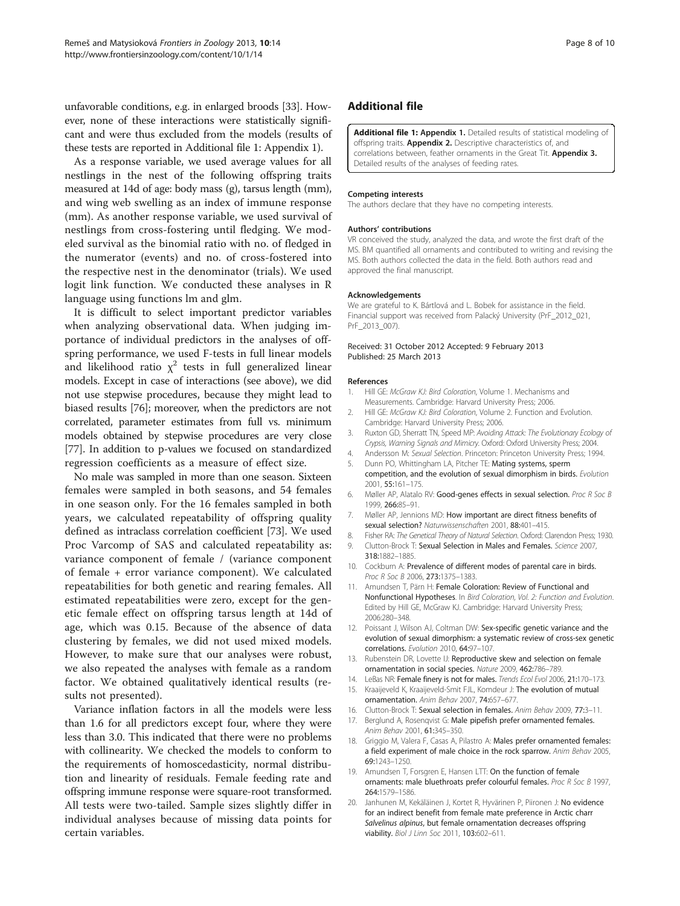unfavorable conditions, e.g. in enlarged broods [33]. However, none of these interactions were statistically significant and were thus excluded from the models (results of these tests are reported in Additional file 1: Appendix 1).

As a response variable, we used average values for all nestlings in the nest of the following offspring traits measured at 14d of age: body mass (g), tarsus length (mm), and wing web swelling as an index of immune response (mm). As another response variable, we used survival of nestlings from cross-fostering until fledging. We modeled survival as the binomial ratio with no. of fledged in the numerator (events) and no. of cross-fostered into the respective nest in the denominator (trials). We used logit link function. We conducted these analyses in R language using functions lm and glm.

It is difficult to select important predictor variables when analyzing observational data. When judging importance of individual predictors in the analyses of offspring performance, we used F-tests in full linear models and likelihood ratio $\chi^2$ tests in full generalized linear models. Except in case of interactions (see above), we did not use stepwise procedures, because they might lead to biased results [76]; moreover, when the predictors are not correlated, parameter estimates from full vs. minimum models obtained by stepwise procedures are very close [77]. In addition to p-values we focused on standardized regression coefficients as a measure of effect size.

No male was sampled in more than one season. Sixteen females were sampled in both seasons, and 54 females in one season only. For the 16 females sampled in both years, we calculated repeatability of offspring quality defined as intraclass correlation coefficient [73]. We used Proc Varcomp of SAS and calculated repeatability as: variance component of female / (variance component of female + error variance component). We calculated repeatabilities for both genetic and rearing females. All estimated repeatabilities were zero, except for the genetic female effect on offspring tarsus length at 14d of age, which was 0.15. Because of the absence of data clustering by females, we did not used mixed models. However, to make sure that our analyses were robust, we also repeated the analyses with female as a random factor. We obtained qualitatively identical results (results not presented).

Variance inflation factors in all the models were less than 1.6 for all predictors except four, where they were less than 3.0. This indicated that there were no problems with collinearity. We checked the models to conform to the requirements of homoscedasticity, normal distribution and linearity of residuals. Female feeding rate and offspring immune response were square-root transformed. All tests were two-tailed. Sample sizes slightly differ in individual analyses because of missing data points for certain variables.

## Additional file

**Additional file 1: Appendix 1.** Detailed results of statistical modeling of offspring traits. **Appendix 2.** Descriptive characteristics of, and correlations between, feather ornaments in the Great Tit. **Appendix 3.** Detailed results of the analyses of feeding rates.

#### Competing interests

The authors declare that they have no competing interests.

#### Authors' contributions

VR conceived the study, analyzed the data, and wrote the first draft of the MS. BM quantified all ornaments and contributed to writing and revising the MS. Both authors collected the data in the field. Both authors read and approved the final manuscript.

#### Acknowledgements

We are grateful to K. Bártlová and L. Bobek for assistance in the field. Financial support was received from Palacký University (PrF_2012_021, PrF_2013_007).

Received: 31 October 2012 Accepted: 9 February 2013
Published: 25 March 2013

#### References

1. Hill GE: *McGraw KJ: Bird Coloration*, Volume 1. Mechanisms and Measurements. Cambridge: Harvard University Press; 2006.
2. Hill GE: *McGraw KJ: Bird Coloration*, Volume 2. Function and Evolution. Cambridge: Harvard University Press; 2006.
3. Ruxton GD, Sherratt TN, Speed MP: *Avoiding Attack: The Evolutionary Ecology of Crypsis, Warning Signals and Mimicry*. Oxford: Oxford University Press; 2004.
4. Andersson M: *Sexual Selection*. Princeton: Princeton University Press; 1994.
5. Dunn PO, Whittingham LA, Pitcher TE: **Mating systems, sperm competition, and the evolution of sexual dimorphism in birds.** *Evolution* 2001, **55:**161–175.
6. Møller AP, Alatalo RV: **Good-genes effects in sexual selection.** *Proc R Soc B* 1999, **266:**85–91.
7. Møller AP, Jennions MD: **How important are direct fitness benefits of sexual selection?** *Naturwissenschaften* 2001, **88:**401–415.
8. Fisher RA: *The Genetical Theory of Natural Selection*. Oxford: Clarendon Press; 1930.
9. Clutton-Brock T: **Sexual Selection in Males and Females.** *Science* 2007, **318:**1882–1885.
10. Cockburn A: **Prevalence of different modes of parental care in birds.** *Proc R Soc B* 2006, **273:**1375–1383.
11. Amundsen T, Pärn H: **Female Coloration: Review of Functional and Nonfunctional Hypotheses.** In *Bird Coloration, Vol. 2: Function and Evolution*. Edited by Hill GE, McGraw KJ. Cambridge: Harvard University Press; 2006:280–348.
12. Poissant J, Wilson AJ, Coltman DW: **Sex-specific genetic variance and the evolution of sexual dimorphism: a systematic review of cross-sex genetic correlations.** *Evolution* 2010, **64:**97–107.
13. Rubenstein DR, Lovette IJ: **Reproductive skew and selection on female ornamentation in social species.** *Nature* 2009, **462:**786–789.
14. LeBas NR: **Female finery is not for males.** *Trends Ecol Evol* 2006, **21:**170–173.
15. Kraaijeveld K, Kraaijeveld-Smit FJL, Komdeur J: **The evolution of mutual ornamentation.** *Anim Behav* 2007, **74:**657–677.
16. Clutton-Brock T: **Sexual selection in females.** *Anim Behav* 2009, **77:**3–11.
17. Berglund A, Rosenqvist G: **Male pipefish prefer ornamented females.** *Anim Behav* 2001, **61:**345–350.
18. Griggio M, Valera F, Casas A, Pilastro A: **Males prefer ornamented females: a field experiment of male choice in the rock sparrow.** *Anim Behav* 2005, **69:**1243–1250.
19. Amundsen T, Forsgren E, Hansen LTT: **On the function of female ornaments: male bluethroats prefer colourful females.** *Proc R Soc B* 1997, **264:**1579–1586.
20. Janhunen M, Kekäläinen J, Kortet R, Hyvärinen P, Piironen J: **No evidence for an indirect benefit from female mate preference in Arctic charr *Salvelinus alpinus*, but female ornamentation decreases offspring viability.** *Biol J Linn Soc* 2011, **103:**602–611.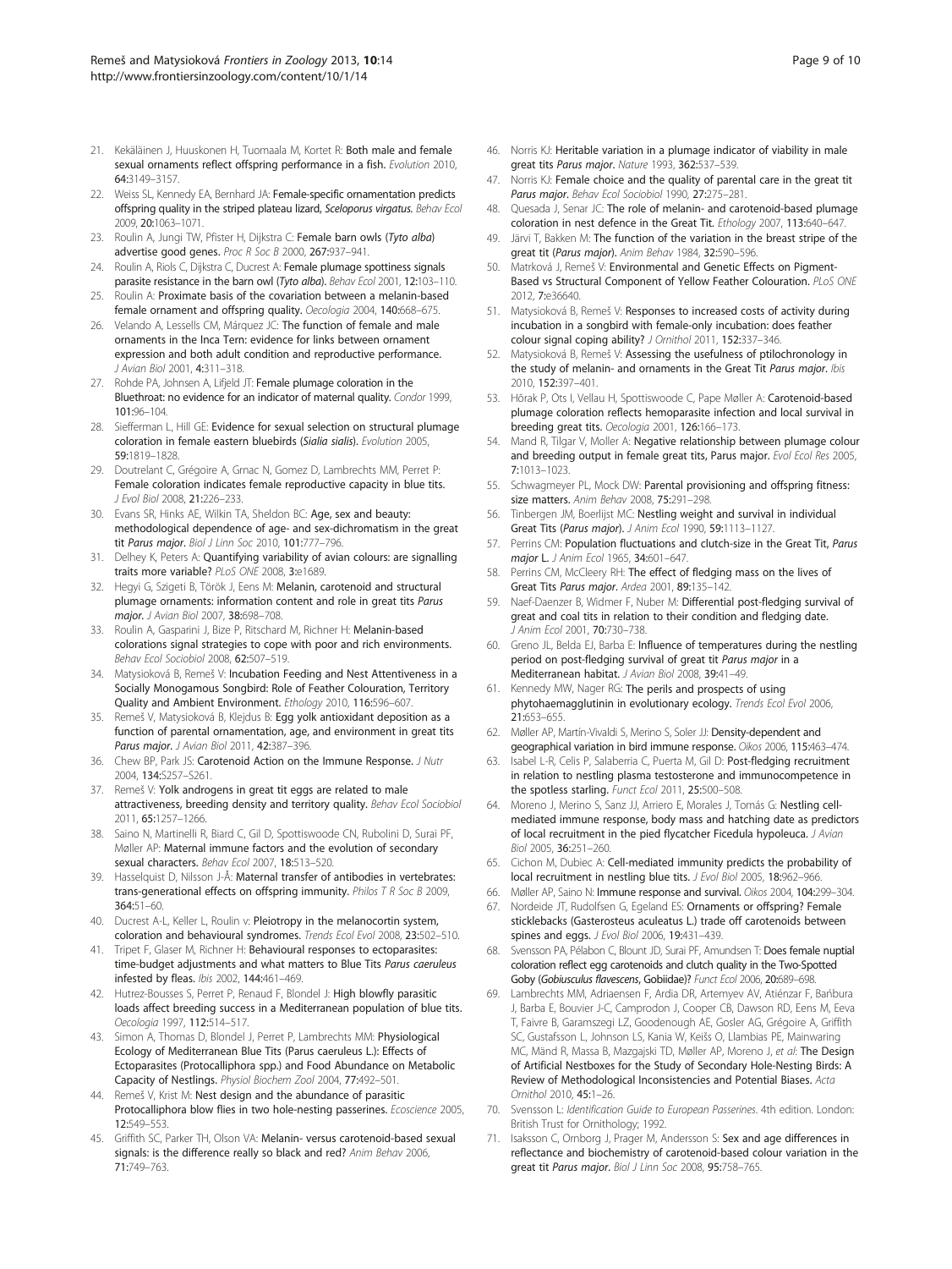21. Kekäläinen J, Huuskonen H, Tuomaala M, Kortet R: **Both male and female sexual ornaments reflect offspring performance in a fish.** *Evolution* 2010, **64:**3149–3157.
22. Weiss SL, Kennedy EA, Bernhard JA: **Female-specific ornamentation predicts offspring quality in the striped plateau lizard, *Sceloporus virgatus*.** *Behav Ecol* 2009, **20:**1063–1071.
23. Roulin A, Jungi TW, Pfister H, Dijkstra C: **Female barn owls (*Tyto alba*) advertise good genes.** *Proc R Soc B* 2000, **267:**937–941.
24. Roulin A, Riols C, Dijkstra C, Ducrest A: **Female plumage spottiness signals parasite resistance in the barn owl (*Tyto alba*).** *Behav Ecol* 2001, **12:**103–110.
25. Roulin A: **Proximate basis of the covariation between a melanin-based female ornament and offspring quality.** *Oecologia* 2004, **140:**668–675.
26. Velando A, Lessells CM, Márquez JC: **The function of female and male ornaments in the Inca Tern: evidence for links between ornament expression and both adult condition and reproductive performance.** *J Avian Biol* 2001, **4:**311–318.
27. Rohde PA, Johnsen A, Lifjeld JT: **Female plumage coloration in the Bluethroat: no evidence for an indicator of maternal quality.** *Condor* 1999, **101:**96–104.
28. Siefferman L, Hill GE: **Evidence for sexual selection on structural plumage coloration in female eastern bluebirds (*Sialia sialis*).** *Evolution* 2005, **59:**1819–1828.
29. Doutrelant C, Grégoire A, Grnac N, Gomez D, Lambrechts MM, Perret P: **Female coloration indicates female reproductive capacity in blue tits.** *J Evol Biol* 2008, **21:**226–233.
30. Evans SR, Hinks AE, Wilkin TA, Sheldon BC: **Age, sex and beauty: methodological dependence of age- and sex-dichromatism in the great tit *Parus major*.** *Biol J Linn Soc* 2010, **101:**777–796.
31. Delhey K, Peters A: **Quantifying variability of avian colours: are signalling traits more variable?** *PLoS ONE* 2008, **3:**e1689.
32. Hegyi G, Szigeti B, Török J, Eens M: **Melanin, carotenoid and structural plumage ornaments: information content and role in great tits *Parus major*.** *J Avian Biol* 2007, **38:**698–708.
33. Roulin A, Gasparini J, Bize P, Ritschard M, Richner H: **Melanin-based colorations signal strategies to cope with poor and rich environments.** *Behav Ecol Sociobiol* 2008, **62:**507–519.
34. Matysioková B, Remeš V: **Incubation Feeding and Nest Attentiveness in a Socially Monogamous Songbird: Role of Feather Colouration, Territory Quality and Ambient Environment.** *Ethology* 2010, **116:**596–607.
35. Remeš V, Matysioková B, Klejdus B: **Egg yolk antioxidant deposition as a function of parental ornamentation, age, and environment in great tits *Parus major*.** *J Avian Biol* 2011, **42:**387–396.
36. Chew BP, Park JS: **Carotenoid Action on the Immune Response.** *J Nutr* 2004, **134:**S257–S261.
37. Remeš V: **Yolk androgens in great tit eggs are related to male attractiveness, breeding density and territory quality.** *Behav Ecol Sociobiol* 2011, **65:**1257–1266.
38. Saino N, Martinelli R, Biard C, Gil D, Spottiswoode CN, Rubolini D, Surai PF, Møller AP: **Maternal immune factors and the evolution of secondary sexual characters.** *Behav Ecol* 2007, **18:**513–520.
39. Hasselquist D, Nilsson J-Å: **Maternal transfer of antibodies in vertebrates: trans-generational effects on offspring immunity.** *Philos T R Soc B* 2009, **364:**51–60.
40. Ducrest A-L, Keller L, Roulin v: **Pleiotropy in the melanocortin system, coloration and behavioural syndromes.** *Trends Ecol Evol* 2008, **23:**502–510.
41. Tripet F, Glaser M, Richner H: **Behavioural responses to ectoparasites: time-budget adjustments and what matters to Blue Tits *Parus caeruleus* infested by fleas.** *Ibis* 2002, **144:**461–469.
42. Hutrez-Bousses S, Perret P, Renaud F, Blondel J: **High blowfly parasitic loads affect breeding success in a Mediterranean population of blue tits.** *Oecologia* 1997, **112:**514–517.
43. Simon A, Thomas D, Blondel J, Perret P, Lambrechts MM: **Physiological Ecology of Mediterranean Blue Tits (Parus caeruleus L.): Effects of Ectoparasites (Protocalliphora spp.) and Food Abundance on Metabolic Capacity of Nestlings.** *Physiol Biochem Zool* 2004, **77:**492–501.
44. Remeš V, Krist M: **Nest design and the abundance of parasitic Protocalliphora blow flies in two hole-nesting passerines.** *Ecoscience* 2005, **12:**549–553.
45. Griffith SC, Parker TH, Olson VA: **Melanin- versus carotenoid-based sexual signals: is the difference really so black and red?** *Anim Behav* 2006, **71:**749–763.
46. Norris KJ: **Heritable variation in a plumage indicator of viability in male great tits *Parus major*.** *Nature* 1993, **362:**537–539.
47. Norris KJ: **Female choice and the quality of parental care in the great tit *Parus major*.** *Behav Ecol Sociobiol* 1990, **27:**275–281.
48. Quesada J, Senar JC: **The role of melanin- and carotenoid-based plumage coloration in nest defence in the Great Tit.** *Ethology* 2007, **113:**640–647.
49. Järvi T, Bakken M: **The function of the variation in the breast stripe of the great tit (*Parus major*).** *Anim Behav* 1984, **32:**590–596.
50. Matrková J, Remeš V: **Environmental and Genetic Effects on Pigment-Based vs Structural Component of Yellow Feather Colouration.** *PLoS ONE* 2012, **7:**e36640.
51. Matysioková B, Remeš V: **Responses to increased costs of activity during incubation in a songbird with female-only incubation: does feather colour signal coping ability?** *J Ornithol* 2011, **152:**337–346.
52. Matysioková B, Remeš V: **Assessing the usefulness of ptilochronology in the study of melanin- and ornaments in the Great Tit *Parus major*.** *Ibis* 2010, **152:**397–401.
53. Hõrak P, Ots I, Vellau H, Spottiswoode C, Pape Møller A: **Carotenoid-based plumage coloration reflects hemoparasite infection and local survival in breeding great tits.** *Oecologia* 2001, **126:**166–173.
54. Mand R, Tilgar V, Moller A: **Negative relationship between plumage colour and breeding output in female great tits, Parus major.** *Evol Ecol Res* 2005, **7:**1013–1023.
55. Schwagmeyer PL, Mock DW: **Parental provisioning and offspring fitness: size matters.** *Anim Behav* 2008, **75:**291–298.
56. Tinbergen JM, Boerlijst MC: **Nestling weight and survival in individual Great Tits (*Parus major*).** *J Anim Ecol* 1990, **59:**1113–1127.
57. Perrins CM: **Population fluctuations and clutch-size in the Great Tit, *Parus major* L.** *J Anim Ecol* 1965, **34:**601–647.
58. Perrins CM, McCleery RH: **The effect of fledging mass on the lives of Great Tits *Parus major*.** *Ardea* 2001, **89:**135–142.
59. Naef-Daenzer B, Widmer F, Nuber M: **Differential post-fledging survival of great and coal tits in relation to their condition and fledging date.** *J Anim Ecol* 2001, **70:**730–738.
60. Greno JL, Belda EJ, Barba E: **Influence of temperatures during the nestling period on post-fledging survival of great tit *Parus major* in a Mediterranean habitat.** *J Avian Biol* 2008, **39:**41–49.
61. Kennedy MW, Nager RG: **The perils and prospects of using phytohaemagglutinin in evolutionary ecology.** *Trends Ecol Evol* 2006, **21:**653–655.
62. Møller AP, Martín-Vivaldi S, Merino S, Soler JJ: **Density-dependent and geographical variation in bird immune response.** *Oikos* 2006, **115:**463–474.
63. Isabel L-R, Celis P, Salaberria C, Puerta M, Gil D: **Post-fledging recruitment in relation to nestling plasma testosterone and immunocompetence in the spotless starling.** *Funct Ecol* 2011, **25:**500–508.
64. Moreno J, Merino S, Sanz JJ, Arriero E, Morales J, Tomás G: **Nestling cell-mediated immune response, body mass and hatching date as predictors of local recruitment in the pied flycatcher Ficedula hypoleuca.** *J Avian Biol* 2005, **36:**251–260.
65. Cichon M, Dubiec A: **Cell-mediated immunity predicts the probability of local recruitment in nestling blue tits.** *J Evol Biol* 2005, **18:**962–966.
66. Møller AP, Saino N: **Immune response and survival.** *Oikos* 2004, **104:**299–304.
67. Nordeide JT, Rudolfsen G, Egeland ES: **Ornaments or offspring? Female sticklebacks (Gasterosteus aculeatus L.) trade off carotenoids between spines and eggs.** *J Evol Biol* 2006, **19:**431–439.
68. Svensson PA, Pélabon C, Blount JD, Surai PF, Amundsen T: **Does female nuptial coloration reflect egg carotenoids and clutch quality in the Two-Spotted Goby (*Gobiusculus flavescens*, Gobiidae)?** *Funct Ecol* 2006, **20:**689–698.
69. Lambrechts MM, Adriaensen F, Ardia DR, Artemyev AV, Atiénzar F, Bańbura J, Barba E, Bouvier J-C, Camprodon J, Cooper CB, Dawson RD, Eens M, Eeva T, Faivre B, Garamszegi LZ, Goodenough AE, Gosler AG, Grégoire A, Griffith SC, Gustafsson L, Johnson LS, Kania W, Keišs O, Llambias PE, Mainwaring MC, Mänd R, Massa B, Mazgajski TD, Møller AP, Moreno J, *et al*: **The Design of Artificial Nestboxes for the Study of Secondary Hole-Nesting Birds: A Review of Methodological Inconsistencies and Potential Biases.** *Acta Ornithol* 2010, **45:**1–26.
70. Svensson L: *Identification Guide to European Passerines*. 4th edition. London: British Trust for Ornithology; 1992.
71. Isaksson C, Ornborg J, Prager M, Andersson S: **Sex and age differences in reflectance and biochemistry of carotenoid-based colour variation in the great tit *Parus major*.** *Biol J Linn Soc* 2008, **95:**758–765.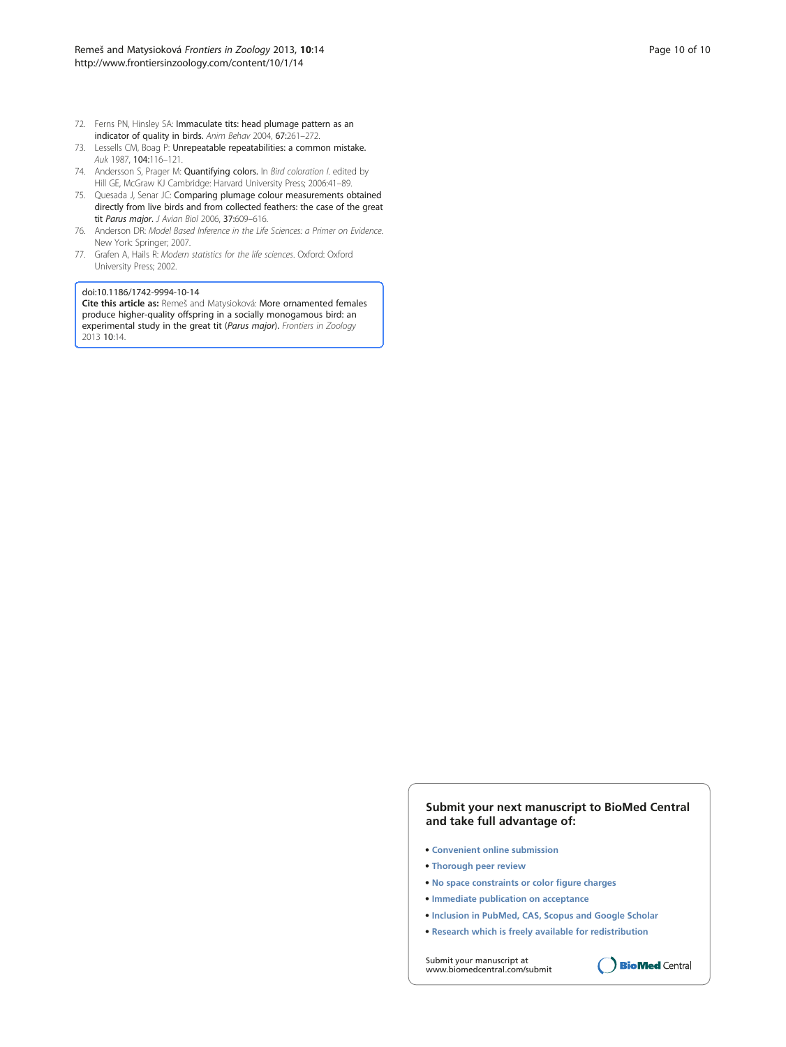72. Ferns PN, Hinsley SA: **Immaculate tits: head plumage pattern as an indicator of quality in birds.** *Anim Behav* 2004, **67:**261–272.
73. Lessells CM, Boag P: **Unrepeatable repeatabilities: a common mistake.** *Auk* 1987, **104:**116–121.
74. Andersson S, Prager M: **Quantifying colors.** In *Bird coloration I*. edited by Hill GE, McGraw KJ Cambridge: Harvard University Press; 2006:41–89.
75. Quesada J, Senar JC: **Comparing plumage colour measurements obtained directly from live birds and from collected feathers: the case of the great tit *Parus major*.** *J Avian Biol* 2006, **37:**609–616.
76. Anderson DR: *Model Based Inference in the Life Sciences: a Primer on Evidence*. New York: Springer; 2007.
77. Grafen A, Hails R: *Modern statistics for the life sciences*. Oxford: Oxford University Press; 2002.

doi:10.1186/1742-9994-10-14

**Cite this article as:** Remeš and Matysioková: **More ornamented females produce higher-quality offspring in a socially monogamous bird: an experimental study in the great tit (*Parus major*).** *Frontiers in Zoology* 2013 **10**:14.

**Submit your next manuscript to BioMed Central and take full advantage of:**

- **Convenient online submission**
- **Thorough peer review**
- **No space constraints or color figure charges**
- **Immediate publication on acceptance**
- **Inclusion in PubMed, CAS, Scopus and Google Scholar**
- **Research which is freely available for redistribution**

Submit your manuscript at
www.biomedcentral.com/submit

BioMed Central